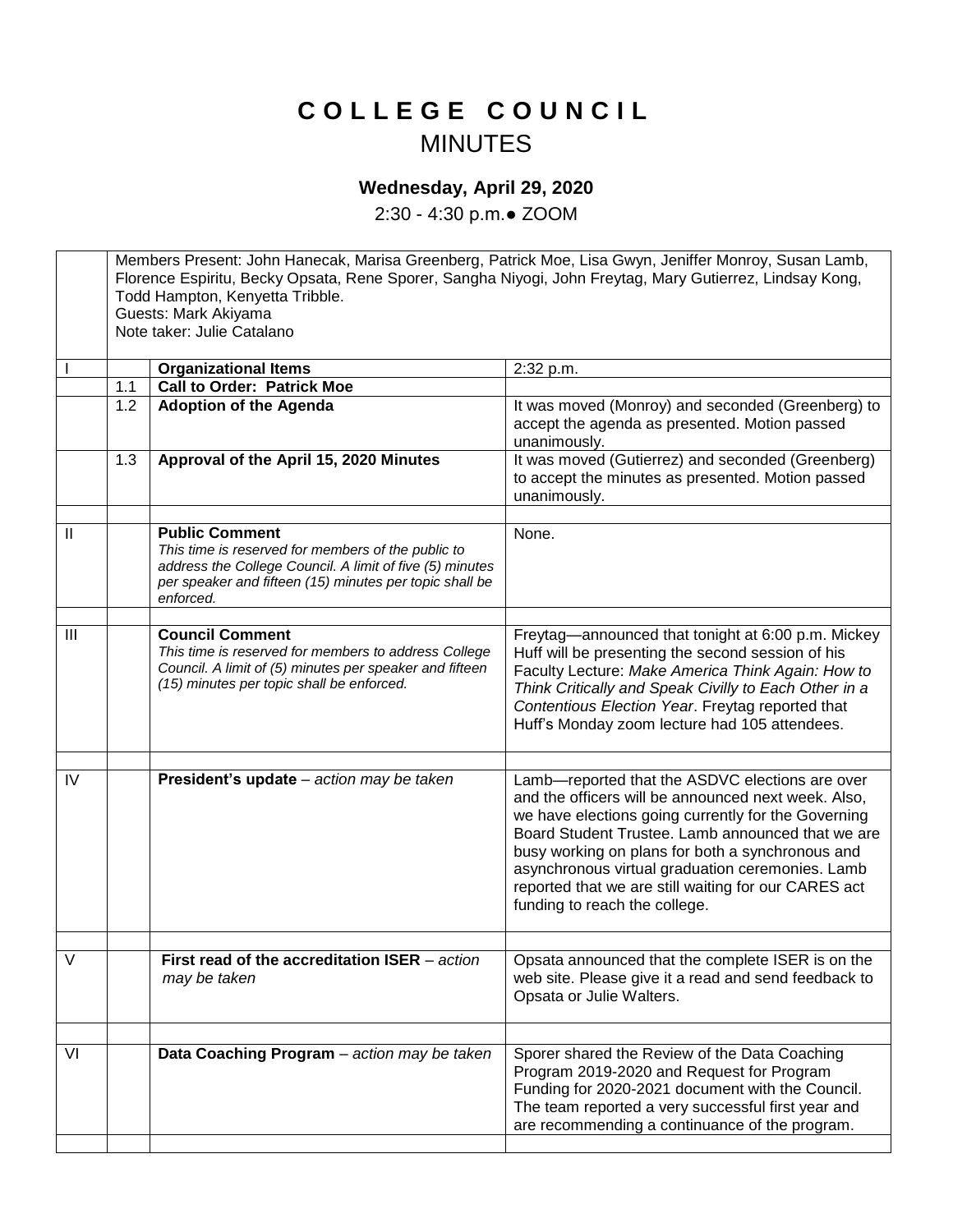# COLLEGE COUNCIL

## MINUTES

### Wednesday, April 29, 2020

2:30 - 4:30 p.m.● ZOOM

| | | | |
|---|---|---|---|
| | Members Present: John Hanecak, Marisa Greenberg, Patrick Moe, Lisa Gwyn, Jeniffer Monroy, Susan Lamb, Florence Espiritu, Becky Opsata, Rene Sporer, Sangha Niyogi, John Freytag, Mary Gutierrez, Lindsay Kong, Todd Hampton, Kenyetta Tribble.<br>Guests: Mark Akiyama<br>Note taker: Julie Catalano | | |
| I | | **Organizational Items** | 2:32 p.m. |
| | 1.1 | **Call to Order: Patrick Moe** | |
| | 1.2 | **Adoption of the Agenda** | It was moved (Monroy) and seconded (Greenberg) to accept the agenda as presented. Motion passed unanimously. |
| | 1.3 | **Approval of the April 15, 2020 Minutes** | It was moved (Gutierrez) and seconded (Greenberg) to accept the minutes as presented. Motion passed unanimously. |
| | | | |
| II | | **Public Comment**<br>*This time is reserved for members of the public to address the College Council. A limit of five (5) minutes per speaker and fifteen (15) minutes per topic shall be enforced.* | None. |
| | | | |
| III | | **Council Comment**<br>*This time is reserved for members to address College Council. A limit of (5) minutes per speaker and fifteen (15) minutes per topic shall be enforced.* | Freytag—announced that tonight at 6:00 p.m. Mickey Huff will be presenting the second session of his Faculty Lecture: *Make America Think Again: How to Think Critically and Speak Civilly to Each Other in a Contentious Election Year*. Freytag reported that Huff's Monday zoom lecture had 105 attendees. |
| | | | |
| IV | | **President's update** – *action may be taken* | Lamb—reported that the ASDVC elections are over and the officers will be announced next week. Also, we have elections going currently for the Governing Board Student Trustee. Lamb announced that we are busy working on plans for both a synchronous and asynchronous virtual graduation ceremonies. Lamb reported that we are still waiting for our CARES act funding to reach the college. |
| | | | |
| V | | **First read of the accreditation ISER** – *action may be taken* | Opsata announced that the complete ISER is on the web site. Please give it a read and send feedback to Opsata or Julie Walters. |
| | | | |
| VI | | **Data Coaching Program** – *action may be taken* | Sporer shared the Review of the Data Coaching Program 2019-2020 and Request for Program Funding for 2020-2021 document with the Council. The team reported a very successful first year and are recommending a continuance of the program. |
| | | | |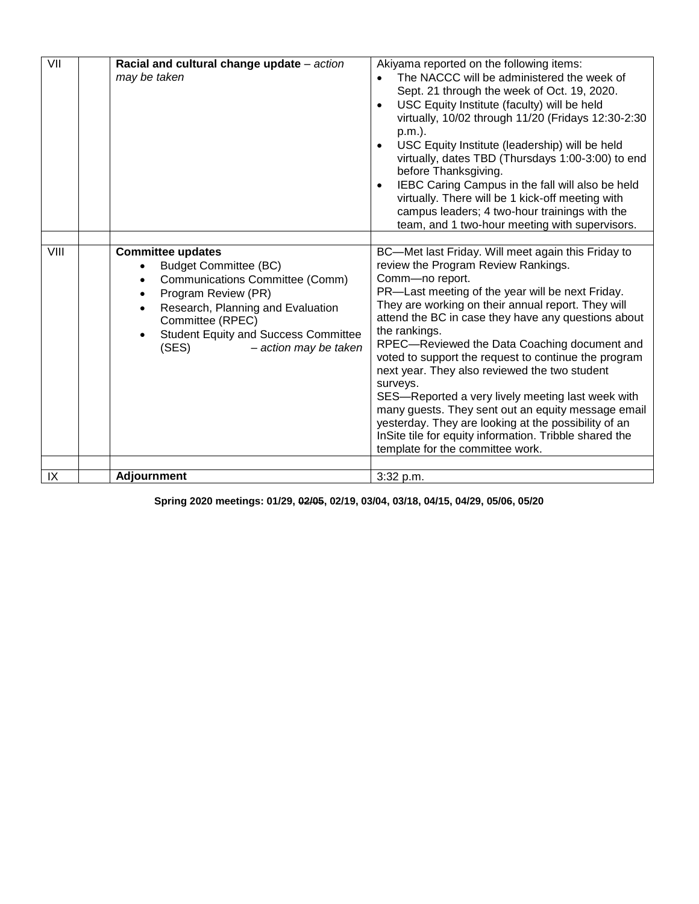| | | | |
|---|---|---|---|
| VII | | **Racial and cultural change update** – *action may be taken* | Akiyama reported on the following items:<br>• The NACCC will be administered the week of Sept. 21 through the week of Oct. 19, 2020.<br>• USC Equity Institute (faculty) will be held virtually, 10/02 through 11/20 (Fridays 12:30-2:30 p.m.).<br>• USC Equity Institute (leadership) will be held virtually, dates TBD (Thursdays 1:00-3:00) to end before Thanksgiving.<br>• IEBC Caring Campus in the fall will also be held virtually. There will be 1 kick-off meeting with campus leaders; 4 two-hour trainings with the team, and 1 two-hour meeting with supervisors. |
| | | | |
| VIII | | **Committee updates**<br>• Budget Committee (BC)<br>• Communications Committee (Comm)<br>• Program Review (PR)<br>• Research, Planning and Evaluation Committee (RPEC)<br>• Student Equity and Success Committee (SES) – *action may be taken* | BC—Met last Friday. Will meet again this Friday to review the Program Review Rankings.<br>Comm—no report.<br>PR—Last meeting of the year will be next Friday. They are working on their annual report. They will attend the BC in case they have any questions about the rankings.<br>RPEC—Reviewed the Data Coaching document and voted to support the request to continue the program next year. They also reviewed the two student surveys.<br>SES—Reported a very lively meeting last week with many guests. They sent out an equity message email yesterday. They are looking at the possibility of an InSite tile for equity information. Tribble shared the template for the committee work. |
| | | | |
| IX | | **Adjournment** | 3:32 p.m. |

**Spring 2020 meetings: 01/29, ~~02/05~~, 02/19, 03/04, 03/18, 04/15, 04/29, 05/06, 05/20**